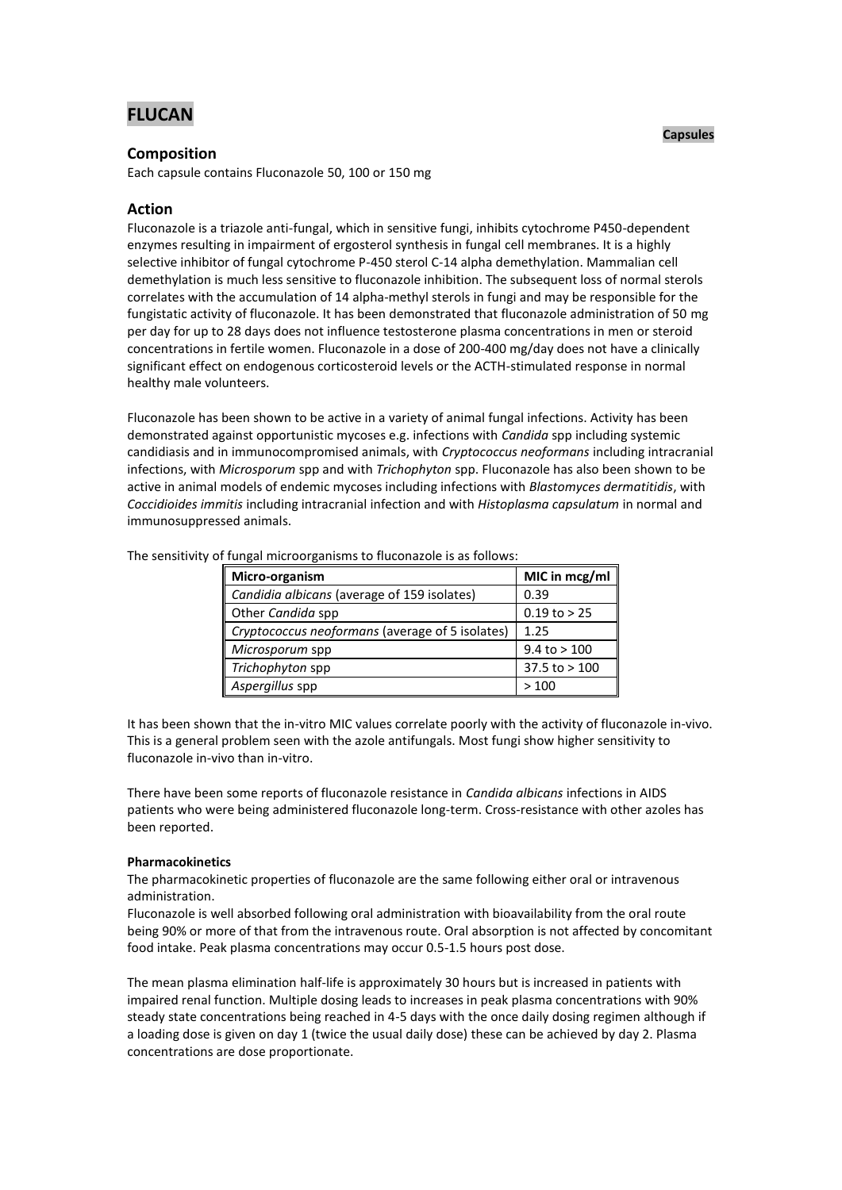# FLUCAN

**Capsules**

## Composition

Each capsule contains Fluconazole 50, 100 or 150 mg

## Action

Fluconazole is a triazole anti-fungal, which in sensitive fungi, inhibits cytochrome P450-dependent enzymes resulting in impairment of ergosterol synthesis in fungal cell membranes. It is a highly selective inhibitor of fungal cytochrome P-450 sterol C-14 alpha demethylation. Mammalian cell demethylation is much less sensitive to fluconazole inhibition. The subsequent loss of normal sterols correlates with the accumulation of 14 alpha-methyl sterols in fungi and may be responsible for the fungistatic activity of fluconazole. It has been demonstrated that fluconazole administration of 50 mg per day for up to 28 days does not influence testosterone plasma concentrations in men or steroid concentrations in fertile women. Fluconazole in a dose of 200-400 mg/day does not have a clinically significant effect on endogenous corticosteroid levels or the ACTH-stimulated response in normal healthy male volunteers.

Fluconazole has been shown to be active in a variety of animal fungal infections. Activity has been demonstrated against opportunistic mycoses e.g. infections with *Candida* spp including systemic candidiasis and in immunocompromised animals, with *Cryptococcus neoformans* including intracranial infections, with *Microsporum* spp and with *Trichophyton* spp. Fluconazole has also been shown to be active in animal models of endemic mycoses including infections with *Blastomyces dermatitidis*, with *Coccidioides immitis* including intracranial infection and with *Histoplasma capsulatum* in normal and immunosuppressed animals.

The sensitivity of fungal microorganisms to fluconazole is as follows:

| Micro-organism | MIC in mcg/ml |
|---|---|
| *Candidia albicans* (average of 159 isolates) | 0.39 |
| Other *Candida* spp | 0.19 to > 25 |
| *Cryptococcus neoformans* (average of 5 isolates) | 1.25 |
| *Microsporum* spp | 9.4 to > 100 |
| *Trichophyton* spp | 37.5 to > 100 |
| *Aspergillus* spp | > 100 |

It has been shown that the in-vitro MIC values correlate poorly with the activity of fluconazole in-vivo. This is a general problem seen with the azole antifungals. Most fungi show higher sensitivity to fluconazole in-vivo than in-vitro.

There have been some reports of fluconazole resistance in *Candida albicans* infections in AIDS patients who were being administered fluconazole long-term. Cross-resistance with other azoles has been reported.

**Pharmacokinetics**

The pharmacokinetic properties of fluconazole are the same following either oral or intravenous administration.

Fluconazole is well absorbed following oral administration with bioavailability from the oral route being 90% or more of that from the intravenous route. Oral absorption is not affected by concomitant food intake. Peak plasma concentrations may occur 0.5-1.5 hours post dose.

The mean plasma elimination half-life is approximately 30 hours but is increased in patients with impaired renal function. Multiple dosing leads to increases in peak plasma concentrations with 90% steady state concentrations being reached in 4-5 days with the once daily dosing regimen although if a loading dose is given on day 1 (twice the usual daily dose) these can be achieved by day 2. Plasma concentrations are dose proportionate.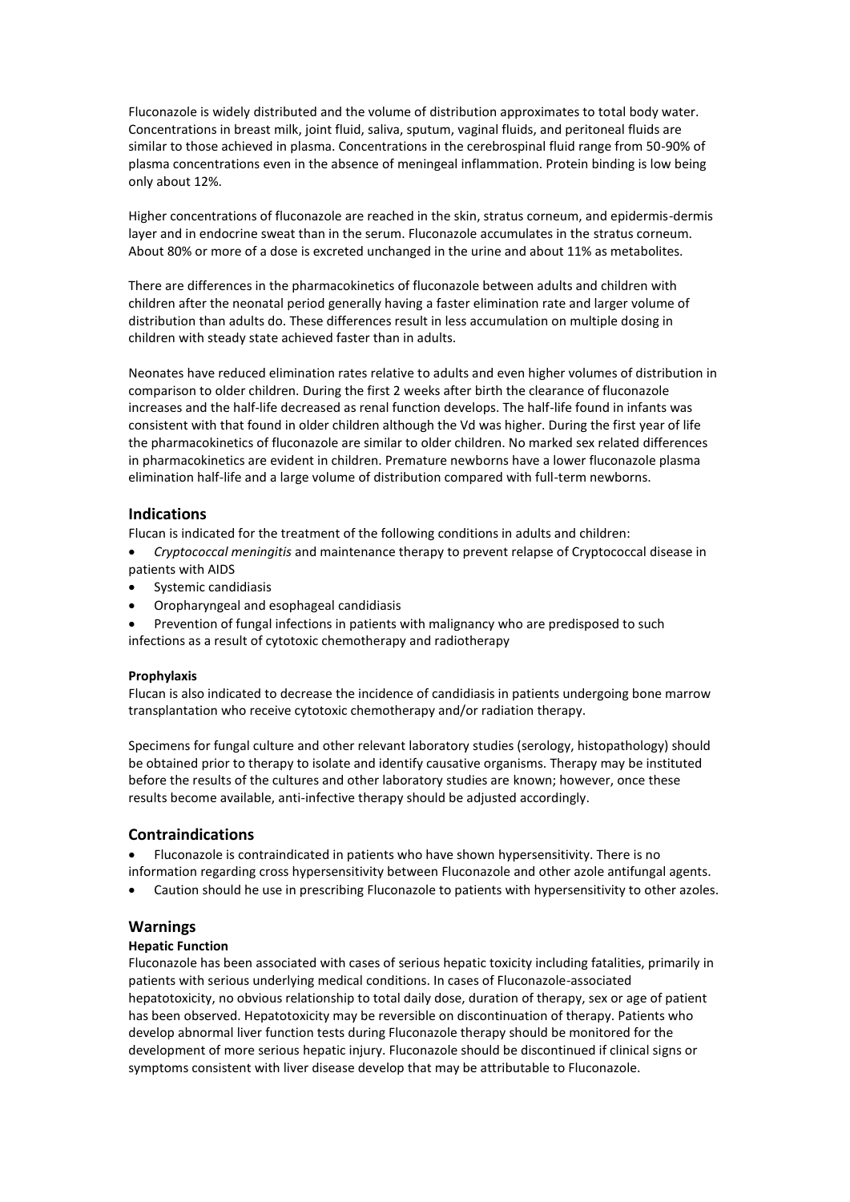Fluconazole is widely distributed and the volume of distribution approximates to total body water. Concentrations in breast milk, joint fluid, saliva, sputum, vaginal fluids, and peritoneal fluids are similar to those achieved in plasma. Concentrations in the cerebrospinal fluid range from 50-90% of plasma concentrations even in the absence of meningeal inflammation. Protein binding is low being only about 12%.

Higher concentrations of fluconazole are reached in the skin, stratus corneum, and epidermis-dermis layer and in endocrine sweat than in the serum. Fluconazole accumulates in the stratus corneum. About 80% or more of a dose is excreted unchanged in the urine and about 11% as metabolites.

There are differences in the pharmacokinetics of fluconazole between adults and children with children after the neonatal period generally having a faster elimination rate and larger volume of distribution than adults do. These differences result in less accumulation on multiple dosing in children with steady state achieved faster than in adults.

Neonates have reduced elimination rates relative to adults and even higher volumes of distribution in comparison to older children. During the first 2 weeks after birth the clearance of fluconazole increases and the half-life decreased as renal function develops. The half-life found in infants was consistent with that found in older children although the Vd was higher. During the first year of life the pharmacokinetics of fluconazole are similar to older children. No marked sex related differences in pharmacokinetics are evident in children. Premature newborns have a lower fluconazole plasma elimination half-life and a large volume of distribution compared with full-term newborns.

## Indications

Flucan is indicated for the treatment of the following conditions in adults and children:

- *Cryptococcal meningitis* and maintenance therapy to prevent relapse of Cryptococcal disease in patients with AIDS
- Systemic candidiasis
- Oropharyngeal and esophageal candidiasis
- Prevention of fungal infections in patients with malignancy who are predisposed to such infections as a result of cytotoxic chemotherapy and radiotherapy

#### Prophylaxis

Flucan is also indicated to decrease the incidence of candidiasis in patients undergoing bone marrow transplantation who receive cytotoxic chemotherapy and/or radiation therapy.

Specimens for fungal culture and other relevant laboratory studies (serology, histopathology) should be obtained prior to therapy to isolate and identify causative organisms. Therapy may be instituted before the results of the cultures and other laboratory studies are known; however, once these results become available, anti-infective therapy should be adjusted accordingly.

## Contraindications

- Fluconazole is contraindicated in patients who have shown hypersensitivity. There is no information regarding cross hypersensitivity between Fluconazole and other azole antifungal agents.
- Caution should he use in prescribing Fluconazole to patients with hypersensitivity to other azoles.

## Warnings

#### Hepatic Function

Fluconazole has been associated with cases of serious hepatic toxicity including fatalities, primarily in patients with serious underlying medical conditions. In cases of Fluconazole-associated hepatotoxicity, no obvious relationship to total daily dose, duration of therapy, sex or age of patient has been observed. Hepatotoxicity may be reversible on discontinuation of therapy. Patients who develop abnormal liver function tests during Fluconazole therapy should be monitored for the development of more serious hepatic injury. Fluconazole should be discontinued if clinical signs or symptoms consistent with liver disease develop that may be attributable to Fluconazole.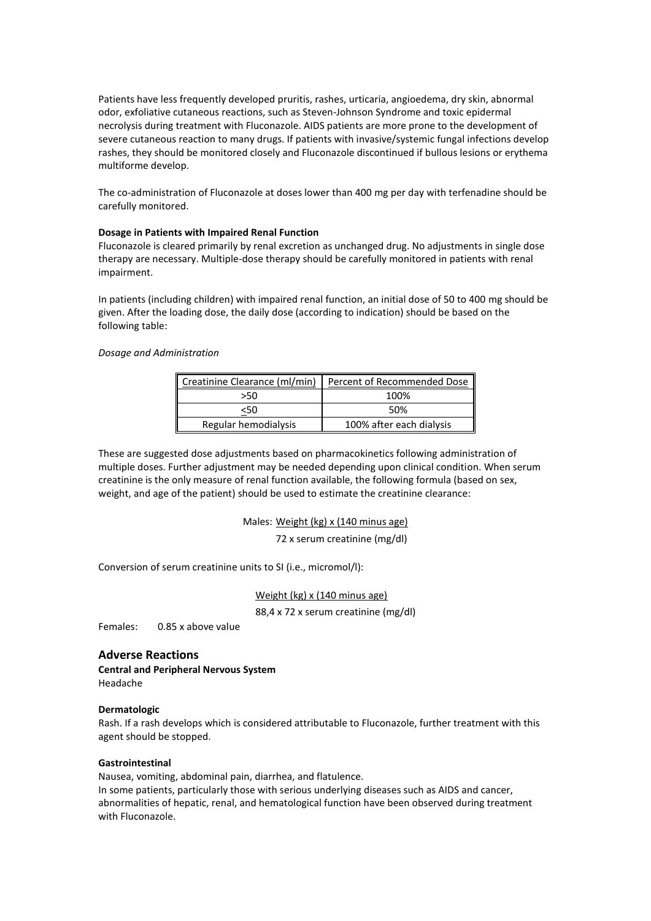Patients have less frequently developed pruritis, rashes, urticaria, angioedema, dry skin, abnormal odor, exfoliative cutaneous reactions, such as Steven-Johnson Syndrome and toxic epidermal necrolysis during treatment with Fluconazole. AIDS patients are more prone to the development of severe cutaneous reaction to many drugs. If patients with invasive/systemic fungal infections develop rashes, they should be monitored closely and Fluconazole discontinued if bullous lesions or erythema multiforme develop.

The co-administration of Fluconazole at doses lower than 400 mg per day with terfenadine should be carefully monitored.

**Dosage in Patients with Impaired Renal Function**

Fluconazole is cleared primarily by renal excretion as unchanged drug. No adjustments in single dose therapy are necessary. Multiple-dose therapy should be carefully monitored in patients with renal impairment.

In patients (including children) with impaired renal function, an initial dose of 50 to 400 mg should be given. After the loading dose, the daily dose (according to indication) should be based on the following table:

*Dosage and Administration*

| Creatinine Clearance (ml/min) | Percent of Recommended Dose |
|---|---|
| >50 | 100% |
| <u><</u>50 | 50% |
| Regular hemodialysis | 100% after each dialysis |

These are suggested dose adjustments based on pharmacokinetics following administration of multiple doses. Further adjustment may be needed depending upon clinical condition. When serum creatinine is the only measure of renal function available, the following formula (based on sex, weight, and age of the patient) should be used to estimate the creatinine clearance:

Males: $$\frac{\text{Weight (kg)} \times \text{(140 minus age)}}{72 \times \text{serum creatinine (mg/dl)}}$$

Conversion of serum creatinine units to SI (i.e., micromol/l):

$$\frac{\text{Weight (kg)} \times \text{(140 minus age)}}{88{,}4 \times 72 \times \text{serum creatinine (mg/dl)}}$$

Females: 0.85 x above value

## Adverse Reactions

**Central and Peripheral Nervous System**

Headache

**Dermatologic**

Rash. If a rash develops which is considered attributable to Fluconazole, further treatment with this agent should be stopped.

**Gastrointestinal**

Nausea, vomiting, abdominal pain, diarrhea, and flatulence.

In some patients, particularly those with serious underlying diseases such as AIDS and cancer, abnormalities of hepatic, renal, and hematological function have been observed during treatment with Fluconazole.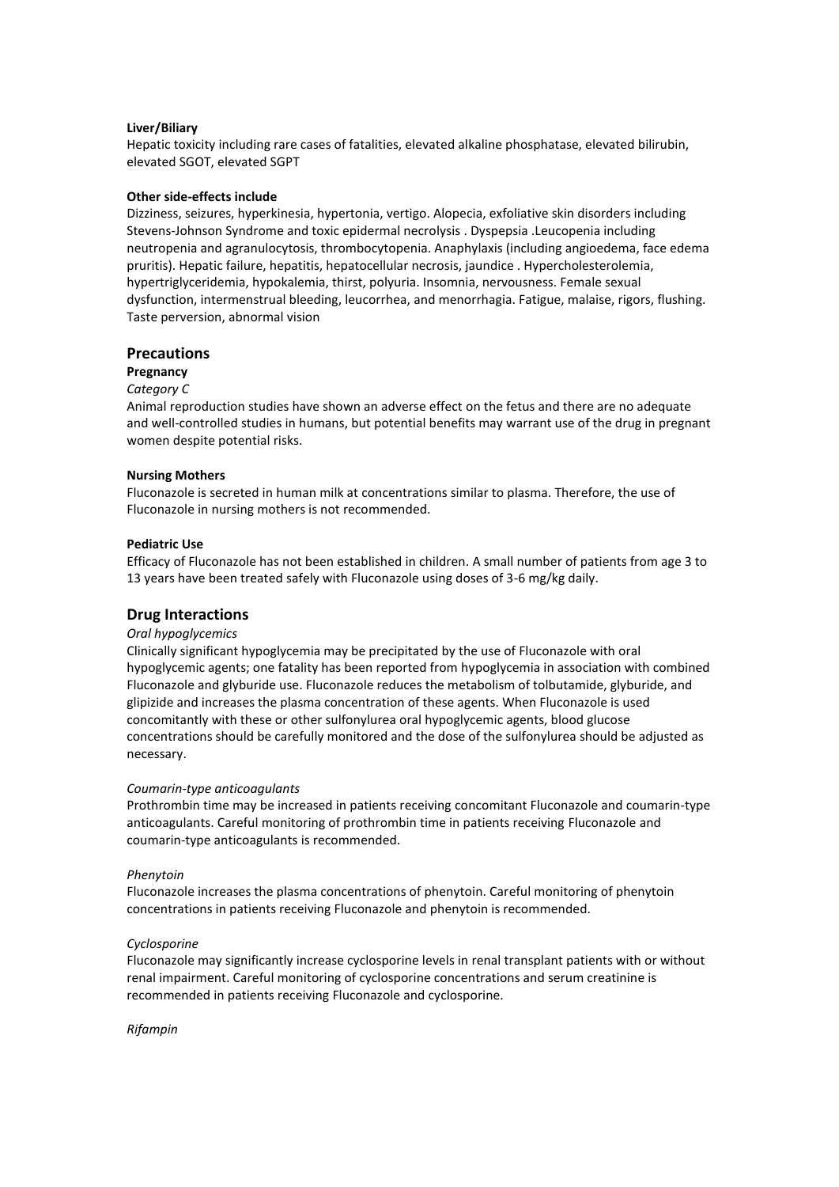**Liver/Biliary**

Hepatic toxicity including rare cases of fatalities, elevated alkaline phosphatase, elevated bilirubin, elevated SGOT, elevated SGPT

**Other side-effects include**

Dizziness, seizures, hyperkinesia, hypertonia, vertigo. Alopecia, exfoliative skin disorders including Stevens-Johnson Syndrome and toxic epidermal necrolysis . Dyspepsia .Leucopenia including neutropenia and agranulocytosis, thrombocytopenia. Anaphylaxis (including angioedema, face edema pruritis). Hepatic failure, hepatitis, hepatocellular necrosis, jaundice . Hypercholesterolemia, hypertriglyceridemia, hypokalemia, thirst, polyuria. Insomnia, nervousness. Female sexual dysfunction, intermenstrual bleeding, leucorrhea, and menorrhagia. Fatigue, malaise, rigors, flushing. Taste perversion, abnormal vision

## Precautions

**Pregnancy**

*Category C*

Animal reproduction studies have shown an adverse effect on the fetus and there are no adequate and well-controlled studies in humans, but potential benefits may warrant use of the drug in pregnant women despite potential risks.

**Nursing Mothers**

Fluconazole is secreted in human milk at concentrations similar to plasma. Therefore, the use of Fluconazole in nursing mothers is not recommended.

**Pediatric Use**

Efficacy of Fluconazole has not been established in children. A small number of patients from age 3 to 13 years have been treated safely with Fluconazole using doses of 3-6 mg/kg daily.

## Drug Interactions

*Oral hypoglycemics*

Clinically significant hypoglycemia may be precipitated by the use of Fluconazole with oral hypoglycemic agents; one fatality has been reported from hypoglycemia in association with combined Fluconazole and glyburide use. Fluconazole reduces the metabolism of tolbutamide, glyburide, and glipizide and increases the plasma concentration of these agents. When Fluconazole is used concomitantly with these or other sulfonylurea oral hypoglycemic agents, blood glucose concentrations should be carefully monitored and the dose of the sulfonylurea should be adjusted as necessary.

*Coumarin-type anticoagulants*

Prothrombin time may be increased in patients receiving concomitant Fluconazole and coumarin-type anticoagulants. Careful monitoring of prothrombin time in patients receiving Fluconazole and coumarin-type anticoagulants is recommended.

*Phenytoin*

Fluconazole increases the plasma concentrations of phenytoin. Careful monitoring of phenytoin concentrations in patients receiving Fluconazole and phenytoin is recommended.

*Cyclosporine*

Fluconazole may significantly increase cyclosporine levels in renal transplant patients with or without renal impairment. Careful monitoring of cyclosporine concentrations and serum creatinine is recommended in patients receiving Fluconazole and cyclosporine.

*Rifampin*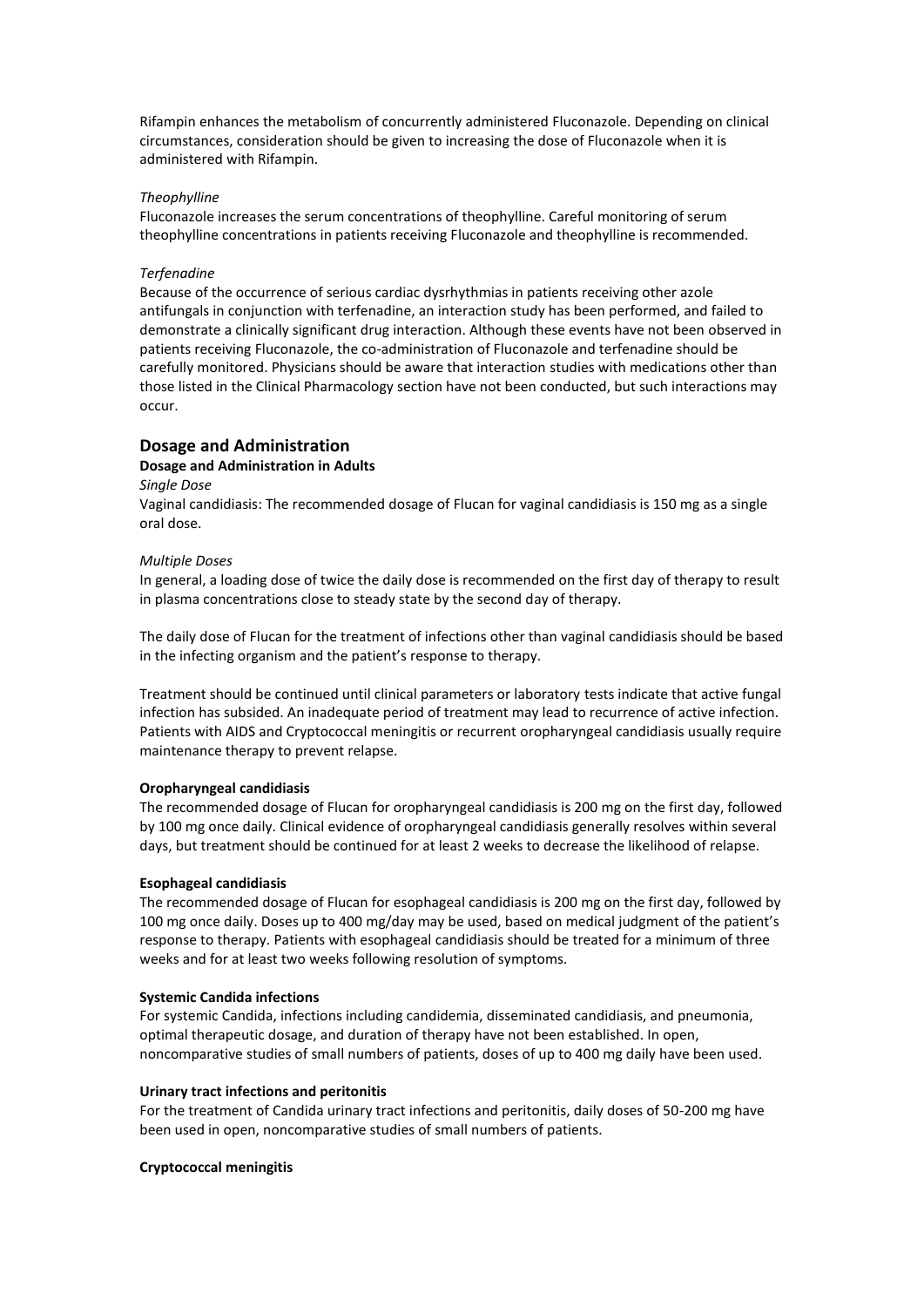Rifampin enhances the metabolism of concurrently administered Fluconazole. Depending on clinical circumstances, consideration should be given to increasing the dose of Fluconazole when it is administered with Rifampin.

*Theophylline*

Fluconazole increases the serum concentrations of theophylline. Careful monitoring of serum theophylline concentrations in patients receiving Fluconazole and theophylline is recommended.

*Terfenadine*

Because of the occurrence of serious cardiac dysrhythmias in patients receiving other azole antifungals in conjunction with terfenadine, an interaction study has been performed, and failed to demonstrate a clinically significant drug interaction. Although these events have not been observed in patients receiving Fluconazole, the co-administration of Fluconazole and terfenadine should be carefully monitored. Physicians should be aware that interaction studies with medications other than those listed in the Clinical Pharmacology section have not been conducted, but such interactions may occur.

## Dosage and Administration

### Dosage and Administration in Adults

*Single Dose*

Vaginal candidiasis: The recommended dosage of Flucan for vaginal candidiasis is 150 mg as a single oral dose.

*Multiple Doses*

In general, a loading dose of twice the daily dose is recommended on the first day of therapy to result in plasma concentrations close to steady state by the second day of therapy.

The daily dose of Flucan for the treatment of infections other than vaginal candidiasis should be based in the infecting organism and the patient's response to therapy.

Treatment should be continued until clinical parameters or laboratory tests indicate that active fungal infection has subsided. An inadequate period of treatment may lead to recurrence of active infection. Patients with AIDS and Cryptococcal meningitis or recurrent oropharyngeal candidiasis usually require maintenance therapy to prevent relapse.

**Oropharyngeal candidiasis**

The recommended dosage of Flucan for oropharyngeal candidiasis is 200 mg on the first day, followed by 100 mg once daily. Clinical evidence of oropharyngeal candidiasis generally resolves within several days, but treatment should be continued for at least 2 weeks to decrease the likelihood of relapse.

**Esophageal candidiasis**

The recommended dosage of Flucan for esophageal candidiasis is 200 mg on the first day, followed by 100 mg once daily. Doses up to 400 mg/day may be used, based on medical judgment of the patient's response to therapy. Patients with esophageal candidiasis should be treated for a minimum of three weeks and for at least two weeks following resolution of symptoms.

**Systemic Candida infections**

For systemic Candida, infections including candidemia, disseminated candidiasis, and pneumonia, optimal therapeutic dosage, and duration of therapy have not been established. In open, noncomparative studies of small numbers of patients, doses of up to 400 mg daily have been used.

**Urinary tract infections and peritonitis**

For the treatment of Candida urinary tract infections and peritonitis, daily doses of 50-200 mg have been used in open, noncomparative studies of small numbers of patients.

**Cryptococcal meningitis**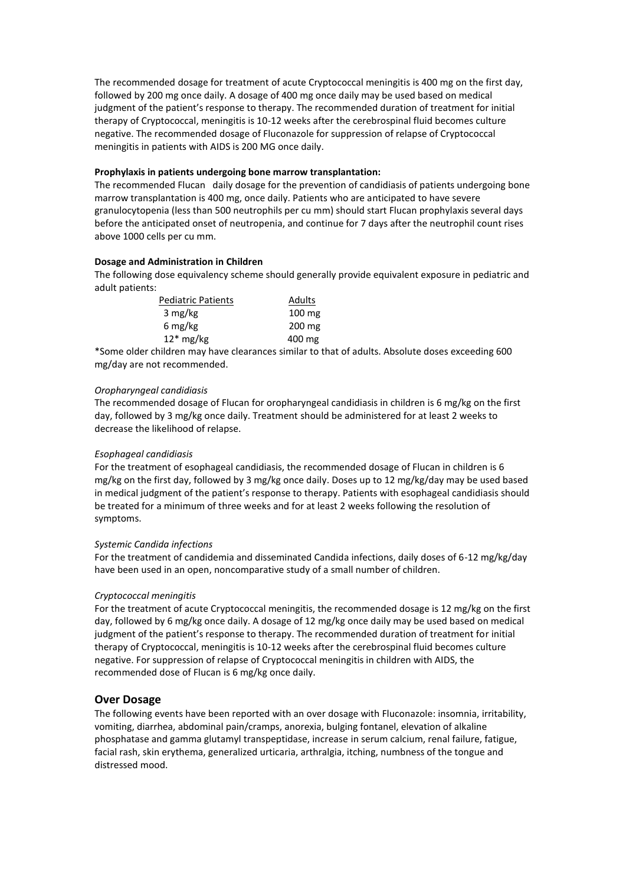The recommended dosage for treatment of acute Cryptococcal meningitis is 400 mg on the first day, followed by 200 mg once daily. A dosage of 400 mg once daily may be used based on medical judgment of the patient's response to therapy. The recommended duration of treatment for initial therapy of Cryptococcal, meningitis is 10-12 weeks after the cerebrospinal fluid becomes culture negative. The recommended dosage of Fluconazole for suppression of relapse of Cryptococcal meningitis in patients with AIDS is 200 MG once daily.

**Prophylaxis in patients undergoing bone marrow transplantation:**

The recommended Flucan daily dosage for the prevention of candidiasis of patients undergoing bone marrow transplantation is 400 mg, once daily. Patients who are anticipated to have severe granulocytopenia (less than 500 neutrophils per cu mm) should start Flucan prophylaxis several days before the anticipated onset of neutropenia, and continue for 7 days after the neutrophil count rises above 1000 cells per cu mm.

**Dosage and Administration in Children**

The following dose equivalency scheme should generally provide equivalent exposure in pediatric and adult patients:

| Pediatric Patients | Adults |
|---|---|
| 3 mg/kg | 100 mg |
| 6 mg/kg | 200 mg |
| 12* mg/kg | 400 mg |

*Some older children may have clearances similar to that of adults. Absolute doses exceeding 600 mg/day are not recommended.

*Oropharyngeal candidiasis*

The recommended dosage of Flucan for oropharyngeal candidiasis in children is 6 mg/kg on the first day, followed by 3 mg/kg once daily. Treatment should be administered for at least 2 weeks to decrease the likelihood of relapse.

*Esophageal candidiasis*

For the treatment of esophageal candidiasis, the recommended dosage of Flucan in children is 6 mg/kg on the first day, followed by 3 mg/kg once daily. Doses up to 12 mg/kg/day may be used based in medical judgment of the patient's response to therapy. Patients with esophageal candidiasis should be treated for a minimum of three weeks and for at least 2 weeks following the resolution of symptoms.

*Systemic Candida infections*

For the treatment of candidemia and disseminated Candida infections, daily doses of 6-12 mg/kg/day have been used in an open, noncomparative study of a small number of children.

*Cryptococcal meningitis*

For the treatment of acute Cryptococcal meningitis, the recommended dosage is 12 mg/kg on the first day, followed by 6 mg/kg once daily. A dosage of 12 mg/kg once daily may be used based on medical judgment of the patient's response to therapy. The recommended duration of treatment for initial therapy of Cryptococcal, meningitis is 10-12 weeks after the cerebrospinal fluid becomes culture negative. For suppression of relapse of Cryptococcal meningitis in children with AIDS, the recommended dose of Flucan is 6 mg/kg once daily.

## Over Dosage

The following events have been reported with an over dosage with Fluconazole: insomnia, irritability, vomiting, diarrhea, abdominal pain/cramps, anorexia, bulging fontanel, elevation of alkaline phosphatase and gamma glutamyl transpeptidase, increase in serum calcium, renal failure, fatigue, facial rash, skin erythema, generalized urticaria, arthralgia, itching, numbness of the tongue and distressed mood.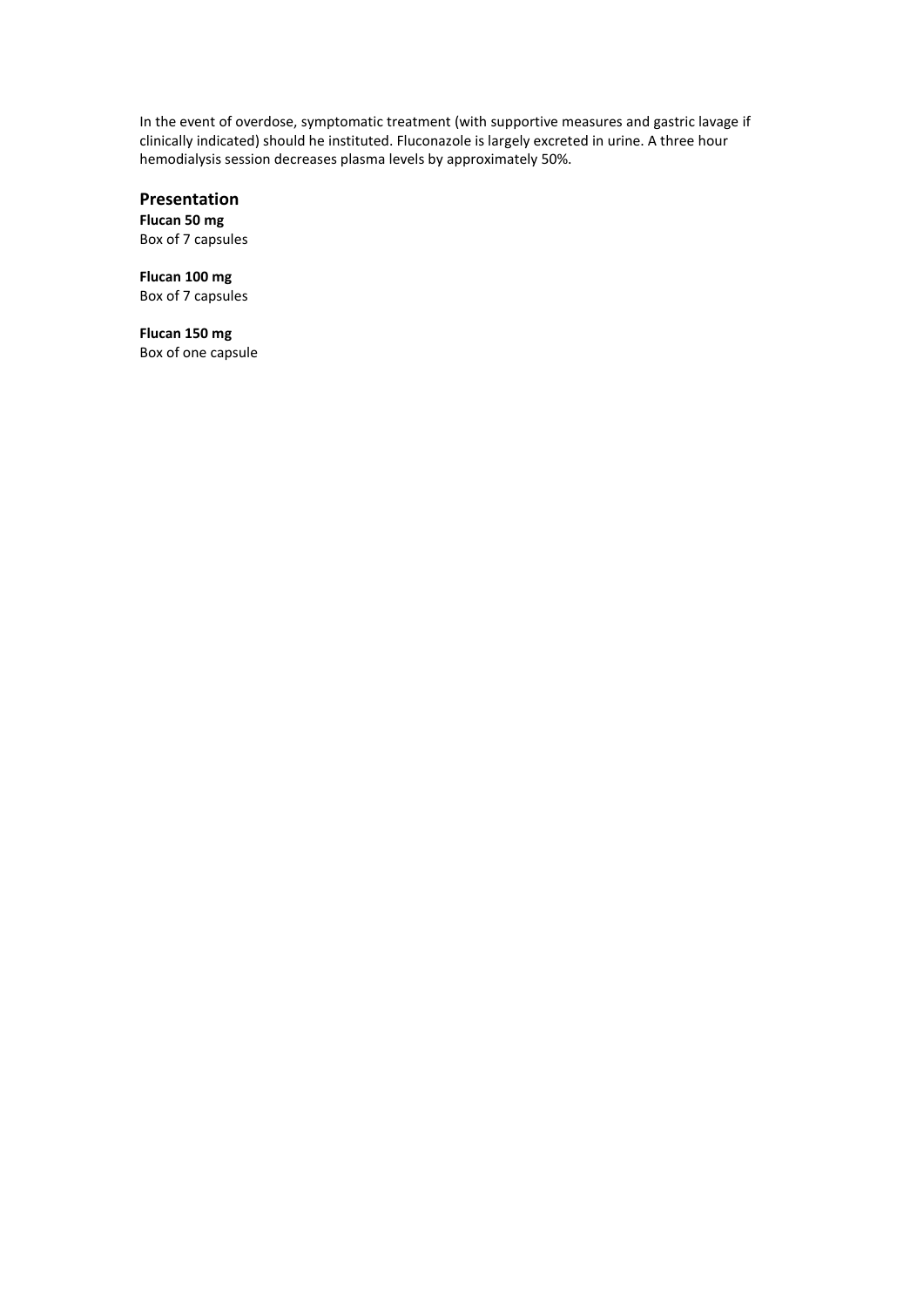In the event of overdose, symptomatic treatment (with supportive measures and gastric lavage if clinically indicated) should he instituted. Fluconazole is largely excreted in urine. A three hour hemodialysis session decreases plasma levels by approximately 50%.

## Presentation

**Flucan 50 mg**
Box of 7 capsules

**Flucan 100 mg**
Box of 7 capsules

**Flucan 150 mg**
Box of one capsule